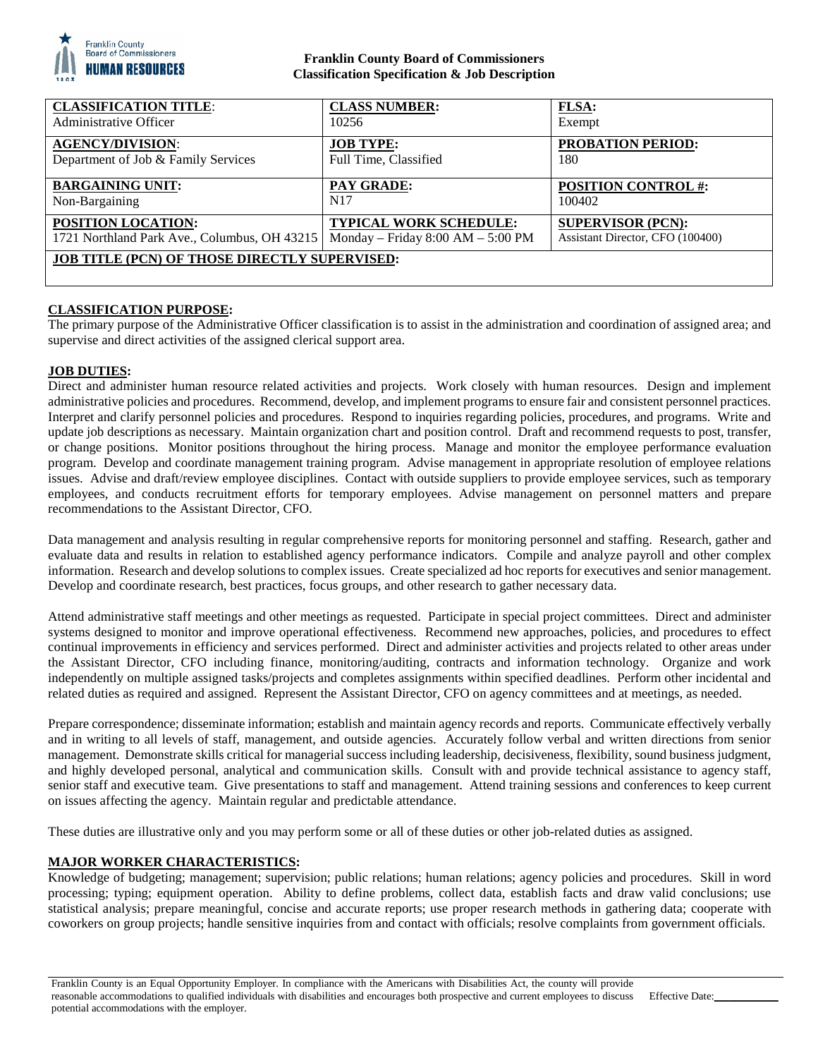**Franklin County Board of Commissioners**
**Classification Specification & Job Description**

| **CLASSIFICATION TITLE**: Administrative Officer | **CLASS NUMBER:** 10256 | **FLSA:** Exempt |
|---|---|---|
| **AGENCY/DIVISION**: Department of Job & Family Services | **JOB TYPE:** Full Time, Classified | **PROBATION PERIOD:** 180 |
| **BARGAINING UNIT:** Non-Bargaining | **PAY GRADE:** N17 | **POSITION CONTROL #:** 100402 |
| **POSITION LOCATION:** 1721 Northland Park Ave., Columbus, OH 43215 | **TYPICAL WORK SCHEDULE:** Monday – Friday 8:00 AM – 5:00 PM | **SUPERVISOR (PCN):** Assistant Director, CFO (100400) |
| **JOB TITLE (PCN) OF THOSE DIRECTLY SUPERVISED:** | | |

**CLASSIFICATION PURPOSE:**

The primary purpose of the Administrative Officer classification is to assist in the administration and coordination of assigned area; and supervise and direct activities of the assigned clerical support area.

**JOB DUTIES:**

Direct and administer human resource related activities and projects. Work closely with human resources. Design and implement administrative policies and procedures. Recommend, develop, and implement programs to ensure fair and consistent personnel practices. Interpret and clarify personnel policies and procedures. Respond to inquiries regarding policies, procedures, and programs. Write and update job descriptions as necessary. Maintain organization chart and position control. Draft and recommend requests to post, transfer, or change positions. Monitor positions throughout the hiring process. Manage and monitor the employee performance evaluation program. Develop and coordinate management training program. Advise management in appropriate resolution of employee relations issues. Advise and draft/review employee disciplines. Contact with outside suppliers to provide employee services, such as temporary employees, and conducts recruitment efforts for temporary employees. Advise management on personnel matters and prepare recommendations to the Assistant Director, CFO.

Data management and analysis resulting in regular comprehensive reports for monitoring personnel and staffing. Research, gather and evaluate data and results in relation to established agency performance indicators. Compile and analyze payroll and other complex information. Research and develop solutions to complex issues. Create specialized ad hoc reports for executives and senior management. Develop and coordinate research, best practices, focus groups, and other research to gather necessary data.

Attend administrative staff meetings and other meetings as requested. Participate in special project committees. Direct and administer systems designed to monitor and improve operational effectiveness. Recommend new approaches, policies, and procedures to effect continual improvements in efficiency and services performed. Direct and administer activities and projects related to other areas under the Assistant Director, CFO including finance, monitoring/auditing, contracts and information technology. Organize and work independently on multiple assigned tasks/projects and completes assignments within specified deadlines. Perform other incidental and related duties as required and assigned. Represent the Assistant Director, CFO on agency committees and at meetings, as needed.

Prepare correspondence; disseminate information; establish and maintain agency records and reports. Communicate effectively verbally and in writing to all levels of staff, management, and outside agencies. Accurately follow verbal and written directions from senior management. Demonstrate skills critical for managerial success including leadership, decisiveness, flexibility, sound business judgment, and highly developed personal, analytical and communication skills. Consult with and provide technical assistance to agency staff, senior staff and executive team. Give presentations to staff and management. Attend training sessions and conferences to keep current on issues affecting the agency. Maintain regular and predictable attendance.

These duties are illustrative only and you may perform some or all of these duties or other job-related duties as assigned.

**MAJOR WORKER CHARACTERISTICS:**

Knowledge of budgeting; management; supervision; public relations; human relations; agency policies and procedures. Skill in word processing; typing; equipment operation. Ability to define problems, collect data, establish facts and draw valid conclusions; use statistical analysis; prepare meaningful, concise and accurate reports; use proper research methods in gathering data; cooperate with coworkers on group projects; handle sensitive inquiries from and contact with officials; resolve complaints from government officials.

Franklin County is an Equal Opportunity Employer. In compliance with the Americans with Disabilities Act, the county will provide reasonable accommodations to qualified individuals with disabilities and encourages both prospective and current employees to discuss potential accommodations with the employer.

Effective Date:___________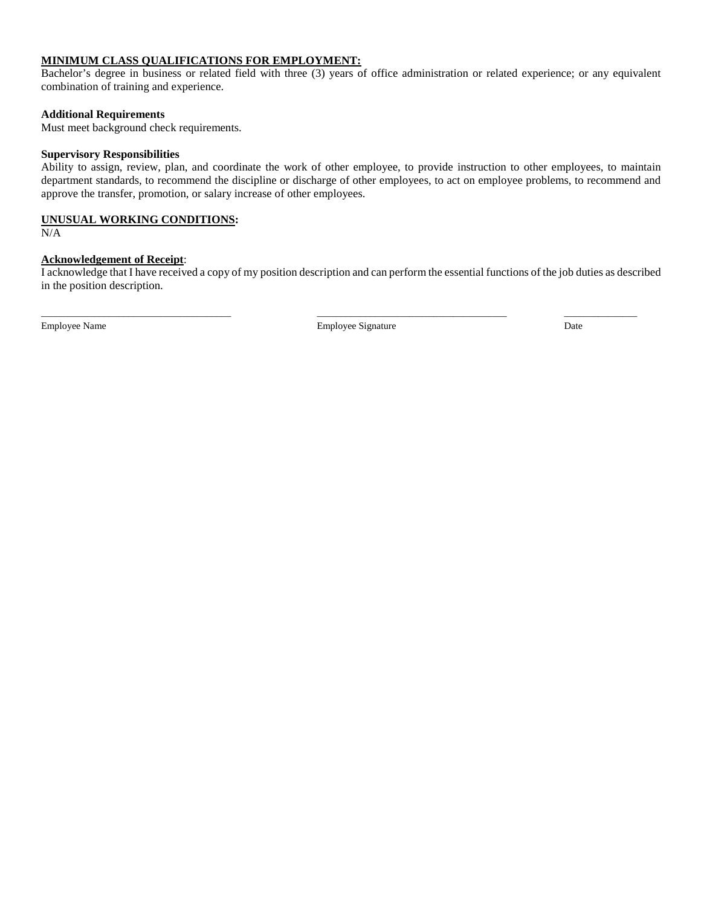**<u>MINIMUM CLASS QUALIFICATIONS FOR EMPLOYMENT:</u>**

Bachelor's degree in business or related field with three (3) years of office administration or related experience; or any equivalent combination of training and experience.

**Additional Requirements**

Must meet background check requirements.

**Supervisory Responsibilities**

Ability to assign, review, plan, and coordinate the work of other employee, to provide instruction to other employees, to maintain department standards, to recommend the discipline or discharge of other employees, to act on employee problems, to recommend and approve the transfer, promotion, or salary increase of other employees.

**<u>UNUSUAL WORKING CONDITIONS</u>:**

N/A

**<u>Acknowledgement of Receipt</u>**:

I acknowledge that I have received a copy of my position description and can perform the essential functions of the job duties as described in the position description.

| | | |
|---|---|---|
| ___________________________________ | ___________________________________ | ______________ |
| Employee Name | Employee Signature | Date |